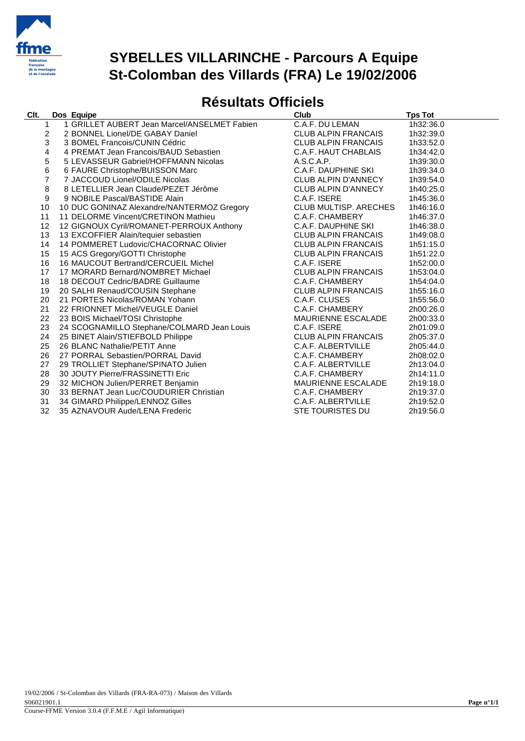# SYBELLES VILLARINCHE - Parcours A Equipe
# St-Colomban des Villards (FRA) Le 19/02/2006

## Résultats Officiels

| Clt. | Dos | Equipe | Club | Tps Tot |
|---|---|---|---|---|
| 1 | 1 | GRILLET AUBERT Jean Marcel/ANSELMET Fabien | C.A.F. DU LEMAN | 1h32:36.0 |
| 2 | 2 | BONNEL Lionel/DE GABAY Daniel | CLUB ALPIN FRANCAIS | 1h32:39.0 |
| 3 | 3 | BOMEL Francois/CUNIN Cédric | CLUB ALPIN FRANCAIS | 1h33:52.0 |
| 4 | 4 | PREMAT Jean Francois/BAUD Sebastien | C.A.F. HAUT CHABLAIS | 1h34:42.0 |
| 5 | 5 | LEVASSEUR Gabriel/HOFFMANN Nicolas | A.S.C.A.P. | 1h39:30.0 |
| 6 | 6 | FAURE Christophe/BUISSON Marc | C.A.F. DAUPHINE SKI | 1h39:34.0 |
| 7 | 7 | JACCOUD Lionel/ODILE Nicolas | CLUB ALPIN D'ANNECY | 1h39:54.0 |
| 8 | 8 | LETELLIER Jean Claude/PEZET Jérôme | CLUB ALPIN D'ANNECY | 1h40:25.0 |
| 9 | 9 | NOBILE Pascal/BASTIDE Alain | C.A.F. ISERE | 1h45:36.0 |
| 10 | 10 | DUC GONINAZ Alexandre/NANTERMOZ Gregory | CLUB MULTISP. ARECHES | 1h46:16.0 |
| 11 | 11 | DELORME Vincent/CRETINON Mathieu | C.A.F. CHAMBERY | 1h46:37.0 |
| 12 | 12 | GIGNOUX Cyril/ROMANET-PERROUX Anthony | C.A.F. DAUPHINE SKI | 1h46:38.0 |
| 13 | 13 | EXCOFFIER Alain/tequier sebastien | CLUB ALPIN FRANCAIS | 1h49:08.0 |
| 14 | 14 | POMMERET Ludovic/CHACORNAC Olivier | CLUB ALPIN FRANCAIS | 1h51:15.0 |
| 15 | 15 | ACS Gregory/GOTTI Christophe | CLUB ALPIN FRANCAIS | 1h51:22.0 |
| 16 | 16 | MAUCOUT Bertrand/CERCUEIL Michel | C.A.F. ISERE | 1h52:00.0 |
| 17 | 17 | MORARD Bernard/NOMBRET Michael | CLUB ALPIN FRANCAIS | 1h53:04.0 |
| 18 | 18 | DECOUT Cedric/BADRE Guillaume | C.A.F. CHAMBERY | 1h54:04.0 |
| 19 | 20 | SALHI Renaud/COUSIN Stephane | CLUB ALPIN FRANCAIS | 1h55:16.0 |
| 20 | 21 | PORTES Nicolas/ROMAN Yohann | C.A.F. CLUSES | 1h55:56.0 |
| 21 | 22 | FRIONNET Michel/VEUGLE Daniel | C.A.F. CHAMBERY | 2h00:26.0 |
| 22 | 23 | BOIS Michael/TOSI Christophe | MAURIENNE ESCALADE | 2h00:33.0 |
| 23 | 24 | SCOGNAMILLO Stephane/COLMARD Jean Louis | C.A.F. ISERE | 2h01:09.0 |
| 24 | 25 | BINET Alain/STIEFBOLD Philippe | CLUB ALPIN FRANCAIS | 2h05:37.0 |
| 25 | 26 | BLANC Nathalie/PETIT Anne | C.A.F. ALBERTVILLE | 2h05:44.0 |
| 26 | 27 | PORRAL Sebastien/PORRAL David | C.A.F. CHAMBERY | 2h08:02.0 |
| 27 | 29 | TROLLIET Stephane/SPINATO Julien | C.A.F. ALBERTVILLE | 2h13:04.0 |
| 28 | 30 | JOUTY Pierre/FRASSINETTI Eric | C.A.F. CHAMBERY | 2h14:11.0 |
| 29 | 32 | MICHON Julien/PERRET Benjamin | MAURIENNE ESCALADE | 2h19:18.0 |
| 30 | 33 | BERNAT Jean Luc/COUDURIER Christian | C.A.F. CHAMBERY | 2h19:37.0 |
| 31 | 34 | GIMARD Philippe/LENNOZ Gilles | C.A.F. ALBERTVILLE | 2h19:52.0 |
| 32 | 35 | AZNAVOUR Aude/LENA Frederic | STE TOURISTES DU | 2h19:56.0 |

19/02/2006 / St-Colomban des Villards (FRA-RA-073) / Maison des Villards
S06021901.1
Course-FFME Version 3.0.4 (F.F.M.E / Agil Informatique)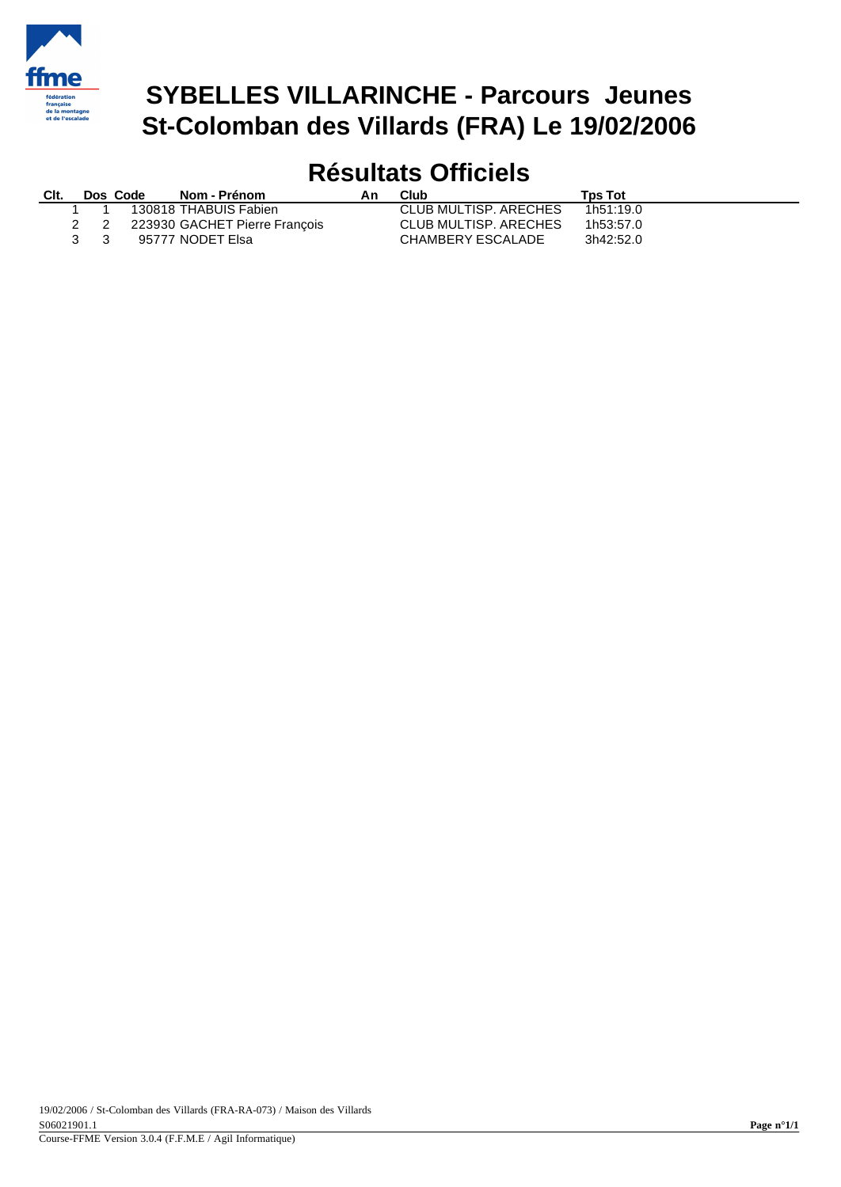# SYBELLES VILLARINCHE - Parcours Jeunes
# St-Colomban des Villards (FRA) Le 19/02/2006

## Résultats Officiels

| Clt. | Dos | Code | Nom - Prénom | An | Club | Tps Tot |
|---|---|---|---|---|---|---|
| 1 | 1 | 130818 | THABUIS Fabien | | CLUB MULTISP. ARECHES | 1h51:19.0 |
| 2 | 2 | 223930 | GACHET Pierre François | | CLUB MULTISP. ARECHES | 1h53:57.0 |
| 3 | 3 | 95777 | NODET Elsa | | CHAMBERY ESCALADE | 3h42:52.0 |

19/02/2006 / St-Colomban des Villards (FRA-RA-073) / Maison des Villards
S06021901.1
Course-FFME Version 3.0.4 (F.F.M.E / Agil Informatique)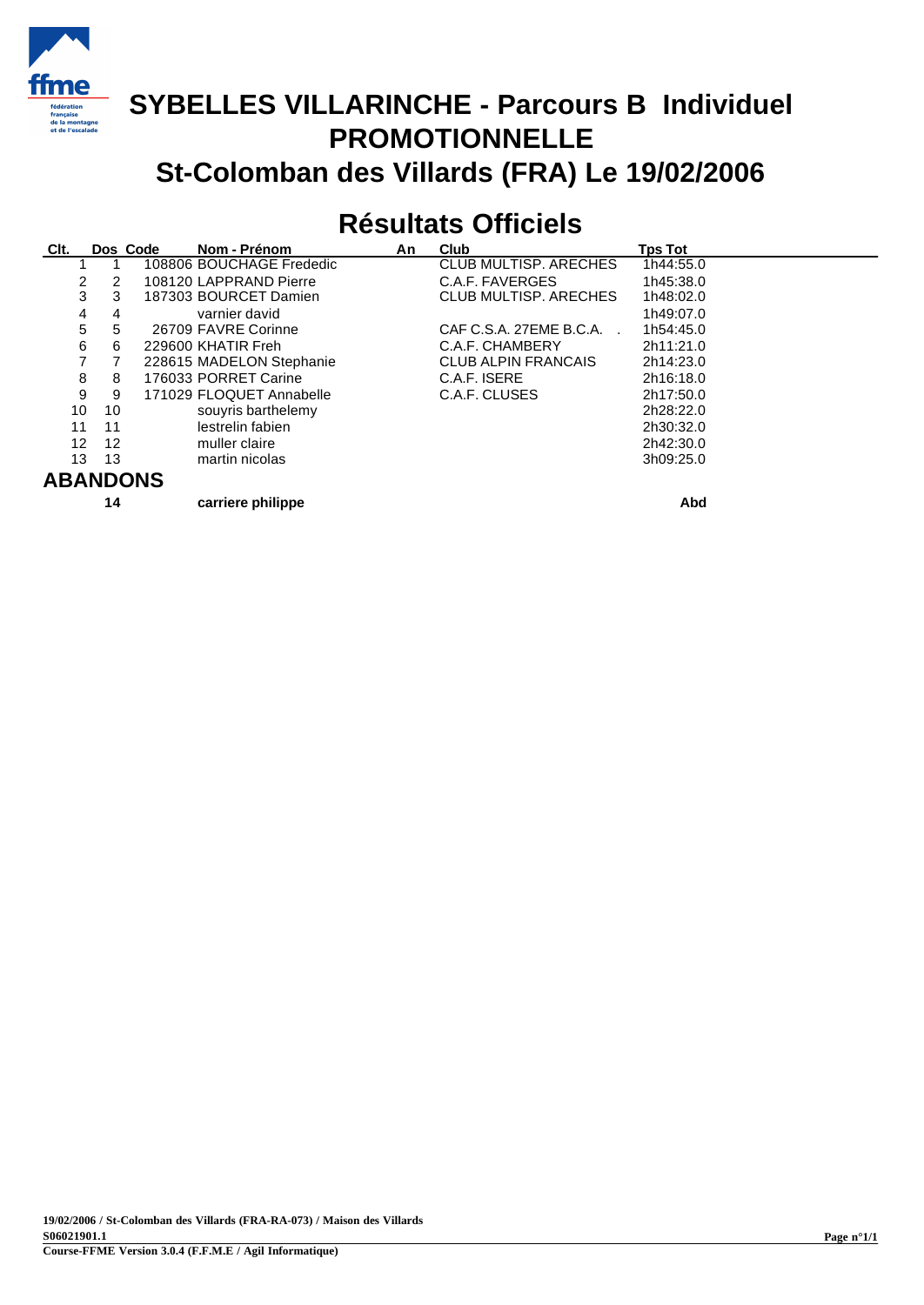# SYBELLES VILLARINCHE - Parcours B Individuel PROMOTIONNELLE

## St-Colomban des Villards (FRA) Le 19/02/2006

## Résultats Officiels

| Clt. | Dos | Code | Nom - Prénom | An | Club | Tps Tot |
|---|---|---|---|---|---|---|
| 1 | 1 | 108806 | BOUCHAGE Frededic | | CLUB MULTISP. ARECHES | 1h44:55.0 |
| 2 | 2 | 108120 | LAPPRAND Pierre | | C.A.F. FAVERGES | 1h45:38.0 |
| 3 | 3 | 187303 | BOURCET Damien | | CLUB MULTISP. ARECHES | 1h48:02.0 |
| 4 | 4 | | varnier david | | | 1h49:07.0 |
| 5 | 5 | 26709 | FAVRE Corinne | | CAF C.S.A. 27EME B.C.A. . | 1h54:45.0 |
| 6 | 6 | 229600 | KHATIR Freh | | C.A.F. CHAMBERY | 2h11:21.0 |
| 7 | 7 | 228615 | MADELON Stephanie | | CLUB ALPIN FRANCAIS | 2h14:23.0 |
| 8 | 8 | 176033 | PORRET Carine | | C.A.F. ISERE | 2h16:18.0 |
| 9 | 9 | 171029 | FLOQUET Annabelle | | C.A.F. CLUSES | 2h17:50.0 |
| 10 | 10 | | souyris barthelemy | | | 2h28:22.0 |
| 11 | 11 | | lestrelin fabien | | | 2h30:32.0 |
| 12 | 12 | | muller claire | | | 2h42:30.0 |
| 13 | 13 | | martin nicolas | | | 3h09:25.0 |

## ABANDONS

| Dos | Nom - Prénom | Tps Tot |
|---|---|---|
| **14** | **carriere philippe** | **Abd** |

19/02/2006 / St-Colomban des Villards (FRA-RA-073) / Maison des Villards
S06021901.1
Course-FFME Version 3.0.4 (F.F.M.E / Agil Informatique)